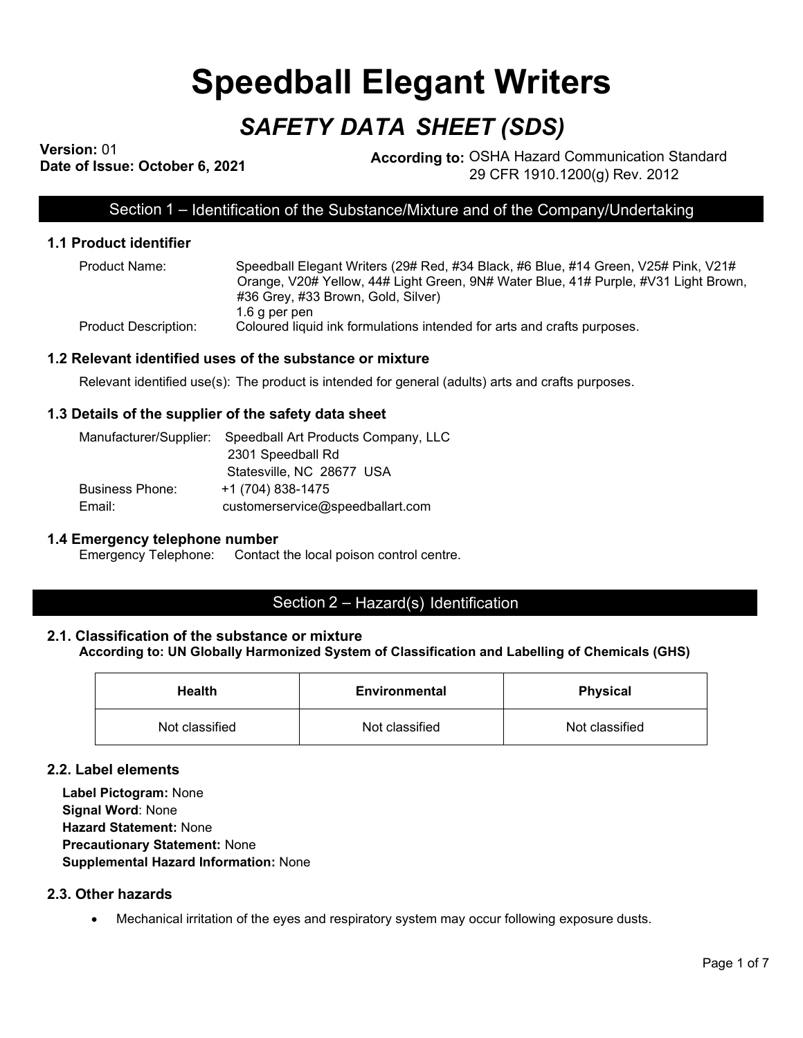# Speedball Elegant Writers

## *SAFETY DATA SHEET (SDS)*

**Version:** 01
**Date of Issue: October 6, 2021**

**According to:** OSHA Hazard Communication Standard 29 CFR 1910.1200(g) Rev. 2012

## Section 1 – Identification of the Substance/Mixture and of the Company/Undertaking

### 1.1 Product identifier

Product Name: Speedball Elegant Writers (29# Red, #34 Black, #6 Blue, #14 Green, V25# Pink, V21# Orange, V20# Yellow, 44# Light Green, 9N# Water Blue, 41# Purple, #V31 Light Brown, #36 Grey, #33 Brown, Gold, Silver)
1.6 g per pen

Product Description: Coloured liquid ink formulations intended for arts and crafts purposes.

### 1.2 Relevant identified uses of the substance or mixture

Relevant identified use(s): The product is intended for general (adults) arts and crafts purposes.

### 1.3 Details of the supplier of the safety data sheet

Manufacturer/Supplier: Speedball Art Products Company, LLC
2301 Speedball Rd
Statesville, NC 28677 USA

Business Phone: +1 (704) 838-1475

Email: customerservice@speedballart.com

### 1.4 Emergency telephone number

Emergency Telephone: Contact the local poison control centre.

## Section 2 – Hazard(s) Identification

### 2.1. Classification of the substance or mixture

**According to: UN Globally Harmonized System of Classification and Labelling of Chemicals (GHS)**

| Health | Environmental | Physical |
|---|---|---|
| Not classified | Not classified | Not classified |

### 2.2. Label elements

**Label Pictogram:** None
**Signal Word**: None
**Hazard Statement:** None
**Precautionary Statement:** None
**Supplemental Hazard Information:** None

### 2.3. Other hazards

- Mechanical irritation of the eyes and respiratory system may occur following exposure dusts.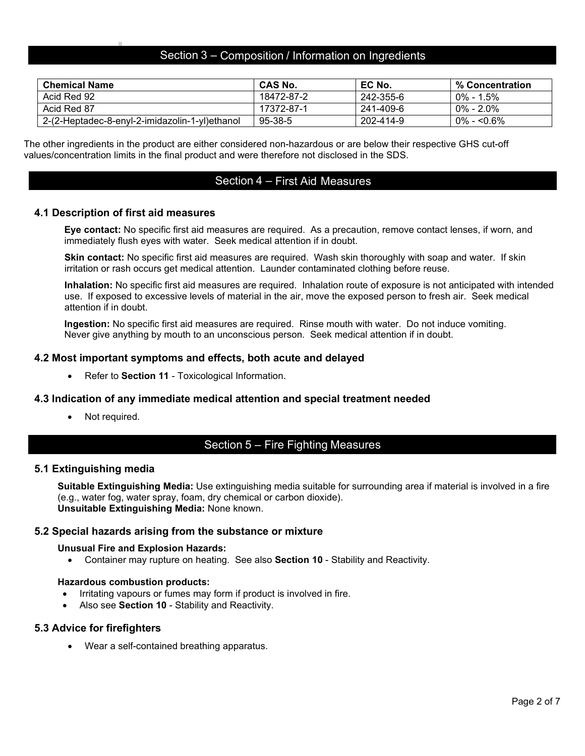## Section 3 – Composition / Information on Ingredients

| Chemical Name | CAS No. | EC No. | % Concentration |
|---|---|---|---|
| Acid Red 92 | 18472-87-2 | 242-355-6 | 0% - 1.5% |
| Acid Red 87 | 17372-87-1 | 241-409-6 | 0% - 2.0% |
| 2-(2-Heptadec-8-enyl-2-imidazolin-1-yl)ethanol | 95-38-5 | 202-414-9 | 0% - <0.6% |

The other ingredients in the product are either considered non-hazardous or are below their respective GHS cut-off values/concentration limits in the final product and were therefore not disclosed in the SDS.

## Section 4 – First Aid Measures

### 4.1 Description of first aid measures

**Eye contact:** No specific first aid measures are required. As a precaution, remove contact lenses, if worn, and immediately flush eyes with water. Seek medical attention if in doubt.

**Skin contact:** No specific first aid measures are required. Wash skin thoroughly with soap and water. If skin irritation or rash occurs get medical attention. Launder contaminated clothing before reuse.

**Inhalation:** No specific first aid measures are required. Inhalation route of exposure is not anticipated with intended use. If exposed to excessive levels of material in the air, move the exposed person to fresh air. Seek medical attention if in doubt.

**Ingestion:** No specific first aid measures are required. Rinse mouth with water. Do not induce vomiting. Never give anything by mouth to an unconscious person. Seek medical attention if in doubt.

### 4.2 Most important symptoms and effects, both acute and delayed

- Refer to **Section 11** - Toxicological Information.

### 4.3 Indication of any immediate medical attention and special treatment needed

- Not required.

## Section 5 – Fire Fighting Measures

### 5.1 Extinguishing media

**Suitable Extinguishing Media:** Use extinguishing media suitable for surrounding area if material is involved in a fire (e.g., water fog, water spray, foam, dry chemical or carbon dioxide).
**Unsuitable Extinguishing Media:** None known.

### 5.2 Special hazards arising from the substance or mixture

**Unusual Fire and Explosion Hazards:**

- Container may rupture on heating. See also **Section 10** - Stability and Reactivity.

**Hazardous combustion products:**

- Irritating vapours or fumes may form if product is involved in fire.
- Also see **Section 10** - Stability and Reactivity.

### 5.3 Advice for firefighters

- Wear a self-contained breathing apparatus.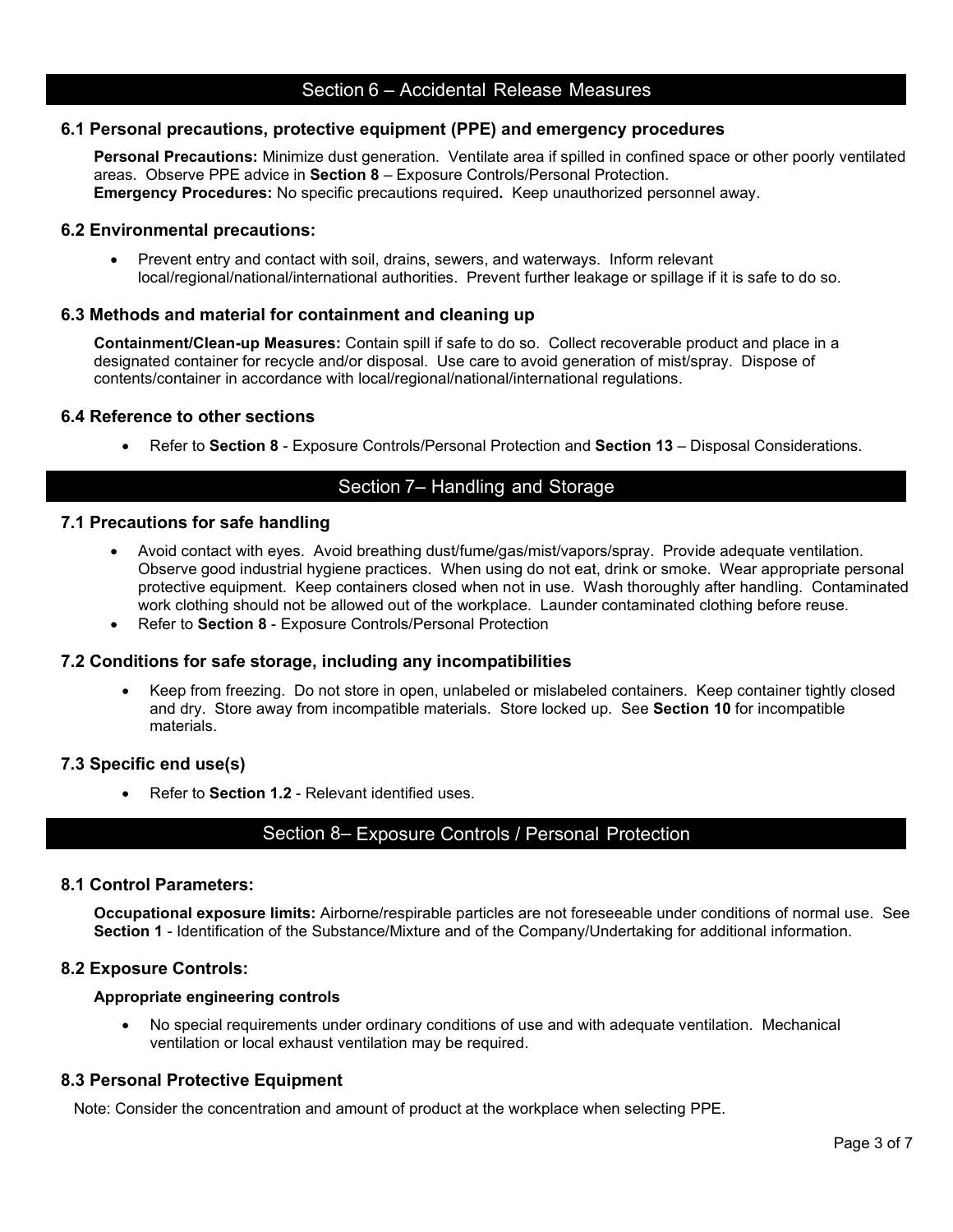## Section 6 – Accidental Release Measures

### 6.1 Personal precautions, protective equipment (PPE) and emergency procedures

**Personal Precautions:** Minimize dust generation. Ventilate area if spilled in confined space or other poorly ventilated areas. Observe PPE advice in **Section 8** – Exposure Controls/Personal Protection.
**Emergency Procedures:** No specific precautions required**.** Keep unauthorized personnel away.

### 6.2 Environmental precautions:

- Prevent entry and contact with soil, drains, sewers, and waterways. Inform relevant local/regional/national/international authorities. Prevent further leakage or spillage if it is safe to do so.

### 6.3 Methods and material for containment and cleaning up

**Containment/Clean-up Measures:** Contain spill if safe to do so. Collect recoverable product and place in a designated container for recycle and/or disposal. Use care to avoid generation of mist/spray. Dispose of contents/container in accordance with local/regional/national/international regulations.

### 6.4 Reference to other sections

- Refer to **Section 8** - Exposure Controls/Personal Protection and **Section 13** – Disposal Considerations.

## Section 7– Handling and Storage

### 7.1 Precautions for safe handling

- Avoid contact with eyes. Avoid breathing dust/fume/gas/mist/vapors/spray. Provide adequate ventilation. Observe good industrial hygiene practices. When using do not eat, drink or smoke. Wear appropriate personal protective equipment. Keep containers closed when not in use. Wash thoroughly after handling. Contaminated work clothing should not be allowed out of the workplace. Launder contaminated clothing before reuse.
- Refer to **Section 8** - Exposure Controls/Personal Protection

### 7.2 Conditions for safe storage, including any incompatibilities

- Keep from freezing. Do not store in open, unlabeled or mislabeled containers. Keep container tightly closed and dry. Store away from incompatible materials. Store locked up. See **Section 10** for incompatible materials.

### 7.3 Specific end use(s)

- Refer to **Section 1.2** - Relevant identified uses.

## Section 8– Exposure Controls / Personal Protection

### 8.1 Control Parameters:

**Occupational exposure limits:** Airborne/respirable particles are not foreseeable under conditions of normal use. See **Section 1** - Identification of the Substance/Mixture and of the Company/Undertaking for additional information.

### 8.2 Exposure Controls:

**Appropriate engineering controls**

- No special requirements under ordinary conditions of use and with adequate ventilation. Mechanical ventilation or local exhaust ventilation may be required.

### 8.3 Personal Protective Equipment

Note: Consider the concentration and amount of product at the workplace when selecting PPE.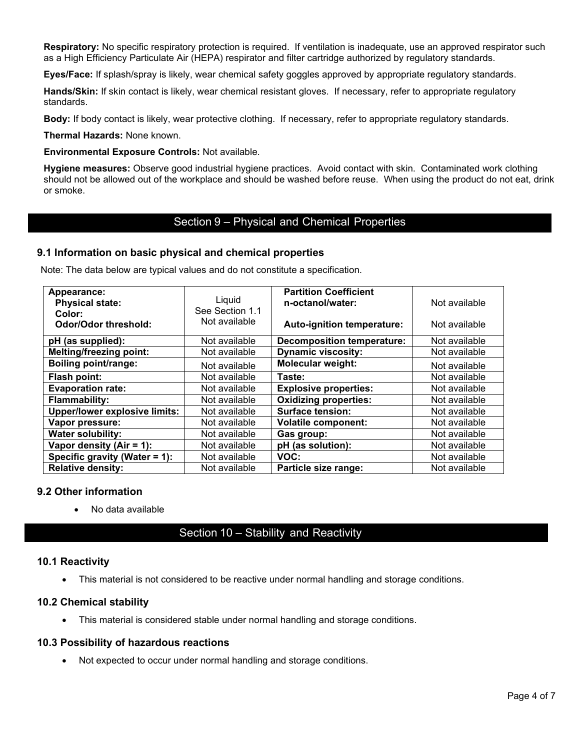**Respiratory:** No specific respiratory protection is required. If ventilation is inadequate, use an approved respirator such as a High Efficiency Particulate Air (HEPA) respirator and filter cartridge authorized by regulatory standards.

**Eyes/Face:** If splash/spray is likely, wear chemical safety goggles approved by appropriate regulatory standards.

**Hands/Skin:** If skin contact is likely, wear chemical resistant gloves. If necessary, refer to appropriate regulatory standards.

**Body:** If body contact is likely, wear protective clothing. If necessary, refer to appropriate regulatory standards.

**Thermal Hazards:** None known.

**Environmental Exposure Controls:** Not available.

**Hygiene measures:** Observe good industrial hygiene practices. Avoid contact with skin. Contaminated work clothing should not be allowed out of the workplace and should be washed before reuse. When using the product do not eat, drink or smoke.

## Section 9 – Physical and Chemical Properties

### 9.1 Information on basic physical and chemical properties

Note: The data below are typical values and do not constitute a specification.

| | | | |
|---|---|---|---|
| **Appearance:**<br>**Physical state:**<br>**Color:**<br>**Odor/Odor threshold:** | Liquid<br>See Section 1.1<br>Not available | **Partition Coefficient n-octanol/water:**<br>**Auto-ignition temperature:** | Not available<br>Not available |
| **pH (as supplied):** | Not available | **Decomposition temperature:** | Not available |
| **Melting/freezing point:** | Not available | **Dynamic viscosity:** | Not available |
| **Boiling point/range:** | Not available | **Molecular weight:** | Not available |
| **Flash point:** | Not available | **Taste:** | Not available |
| **Evaporation rate:** | Not available | **Explosive properties:** | Not available |
| **Flammability:** | Not available | **Oxidizing properties:** | Not available |
| **Upper/lower explosive limits:** | Not available | **Surface tension:** | Not available |
| **Vapor pressure:** | Not available | **Volatile component:** | Not available |
| **Water solubility:** | Not available | **Gas group:** | Not available |
| **Vapor density (Air = 1):** | Not available | **pH (as solution):** | Not available |
| **Specific gravity (Water = 1):** | Not available | **VOC:** | Not available |
| **Relative density:** | Not available | **Particle size range:** | Not available |

### 9.2 Other information

- No data available

## Section 10 – Stability and Reactivity

### 10.1 Reactivity

- This material is not considered to be reactive under normal handling and storage conditions.

### 10.2 Chemical stability

- This material is considered stable under normal handling and storage conditions.

### 10.3 Possibility of hazardous reactions

- Not expected to occur under normal handling and storage conditions.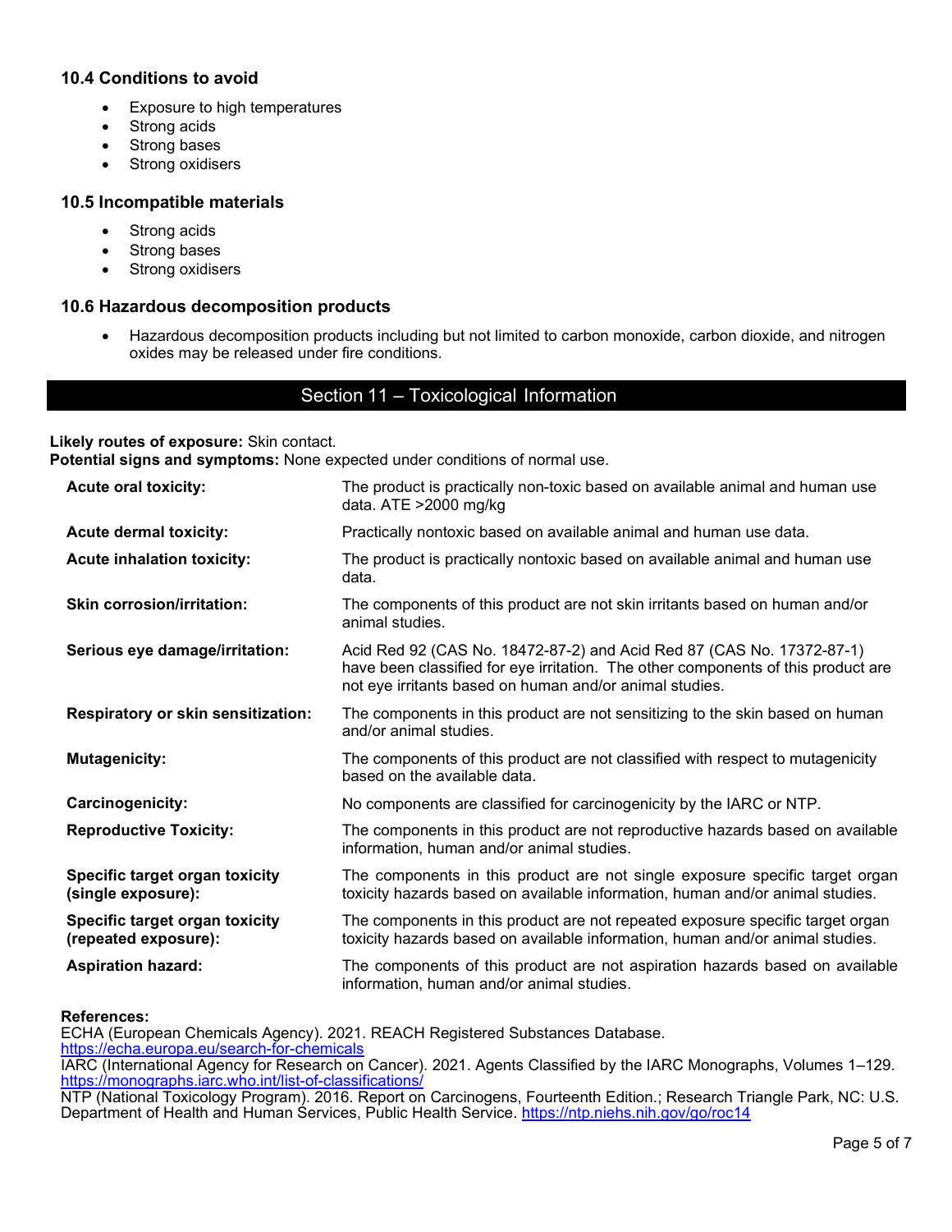### 10.4 Conditions to avoid

- Exposure to high temperatures
- Strong acids
- Strong bases
- Strong oxidisers

### 10.5 Incompatible materials

- Strong acids
- Strong bases
- Strong oxidisers

### 10.6 Hazardous decomposition products

- Hazardous decomposition products including but not limited to carbon monoxide, carbon dioxide, and nitrogen oxides may be released under fire conditions.

## Section 11 – Toxicological Information

**Likely routes of exposure:** Skin contact.
**Potential signs and symptoms:** None expected under conditions of normal use.

| | |
|---|---|
| **Acute oral toxicity:** | The product is practically non-toxic based on available animal and human use data. ATE >2000 mg/kg |
| **Acute dermal toxicity:** | Practically nontoxic based on available animal and human use data. |
| **Acute inhalation toxicity:** | The product is practically nontoxic based on available animal and human use data. |
| **Skin corrosion/irritation:** | The components of this product are not skin irritants based on human and/or animal studies. |
| **Serious eye damage/irritation:** | Acid Red 92 (CAS No. 18472-87-2) and Acid Red 87 (CAS No. 17372-87-1) have been classified for eye irritation. The other components of this product are not eye irritants based on human and/or animal studies. |
| **Respiratory or skin sensitization:** | The components in this product are not sensitizing to the skin based on human and/or animal studies. |
| **Mutagenicity:** | The components of this product are not classified with respect to mutagenicity based on the available data. |
| **Carcinogenicity:** | No components are classified for carcinogenicity by the IARC or NTP. |
| **Reproductive Toxicity:** | The components in this product are not reproductive hazards based on available information, human and/or animal studies. |
| **Specific target organ toxicity (single exposure):** | The components in this product are not single exposure specific target organ toxicity hazards based on available information, human and/or animal studies. |
| **Specific target organ toxicity (repeated exposure):** | The components in this product are not repeated exposure specific target organ toxicity hazards based on available information, human and/or animal studies. |
| **Aspiration hazard:** | The components of this product are not aspiration hazards based on available information, human and/or animal studies. |

**References:**
ECHA (European Chemicals Agency). 2021. REACH Registered Substances Database. https://echa.europa.eu/search-for-chemicals
IARC (International Agency for Research on Cancer). 2021. Agents Classified by the IARC Monographs, Volumes 1–129. https://monographs.iarc.who.int/list-of-classifications/
NTP (National Toxicology Program). 2016. Report on Carcinogens, Fourteenth Edition.; Research Triangle Park, NC: U.S. Department of Health and Human Services, Public Health Service. https://ntp.niehs.nih.gov/go/roc14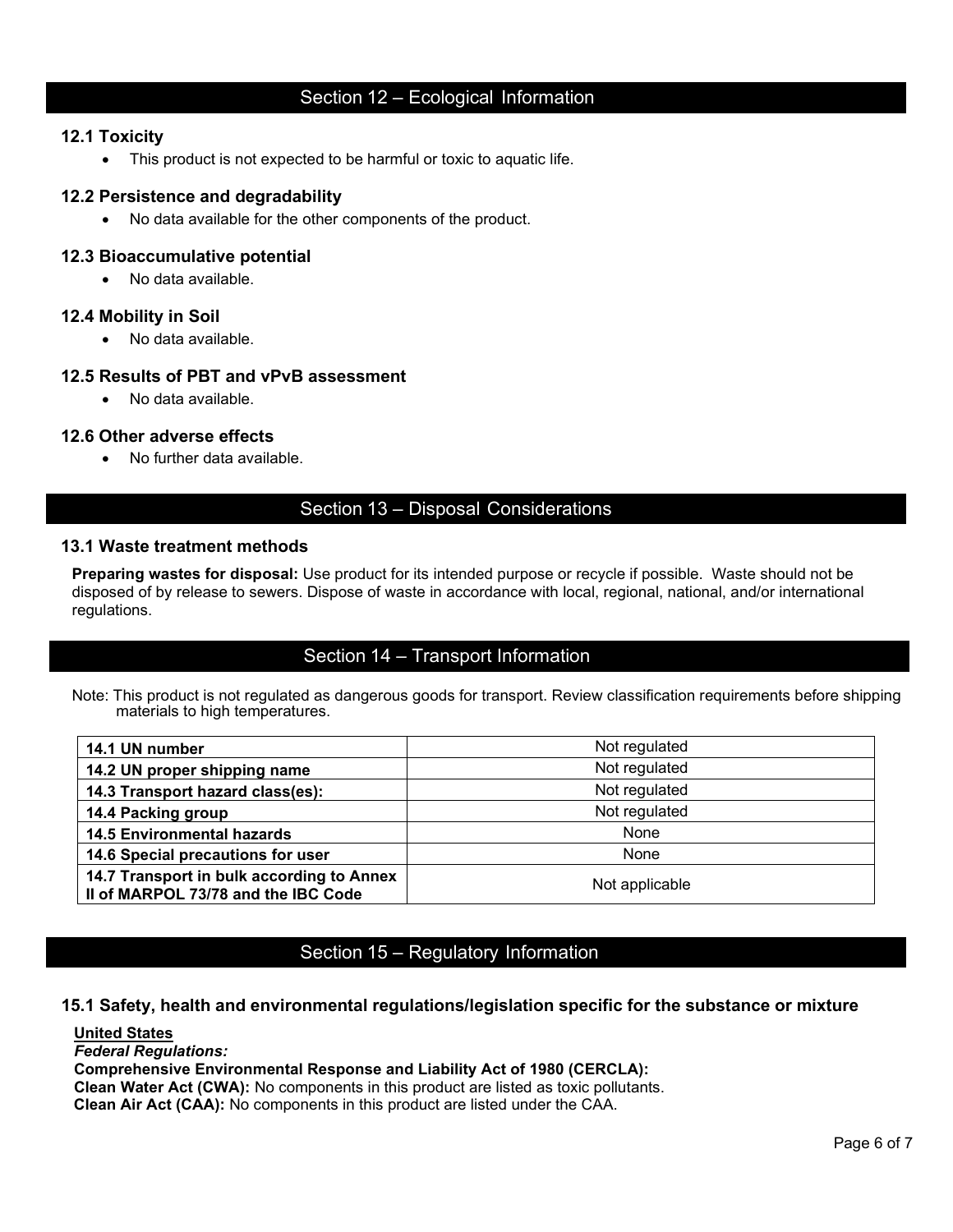## Section 12 – Ecological Information

### 12.1 Toxicity

- This product is not expected to be harmful or toxic to aquatic life.

### 12.2 Persistence and degradability

- No data available for the other components of the product.

### 12.3 Bioaccumulative potential

- No data available.

### 12.4 Mobility in Soil

- No data available.

### 12.5 Results of PBT and vPvB assessment

- No data available.

### 12.6 Other adverse effects

- No further data available.

## Section 13 – Disposal Considerations

### 13.1 Waste treatment methods

**Preparing wastes for disposal:** Use product for its intended purpose or recycle if possible. Waste should not be disposed of by release to sewers. Dispose of waste in accordance with local, regional, national, and/or international regulations.

## Section 14 – Transport Information

Note: This product is not regulated as dangerous goods for transport. Review classification requirements before shipping materials to high temperatures.

| | |
|---|---|
| **14.1 UN number** | Not regulated |
| **14.2 UN proper shipping name** | Not regulated |
| **14.3 Transport hazard class(es):** | Not regulated |
| **14.4 Packing group** | Not regulated |
| **14.5 Environmental hazards** | None |
| **14.6 Special precautions for user** | None |
| **14.7 Transport in bulk according to Annex II of MARPOL 73/78 and the IBC Code** | Not applicable |

## Section 15 – Regulatory Information

### 15.1 Safety, health and environmental regulations/legislation specific for the substance or mixture

**United States**

***Federal Regulations:***

**Comprehensive Environmental Response and Liability Act of 1980 (CERCLA):**

**Clean Water Act (CWA):** No components in this product are listed as toxic pollutants.

**Clean Air Act (CAA):** No components in this product are listed under the CAA.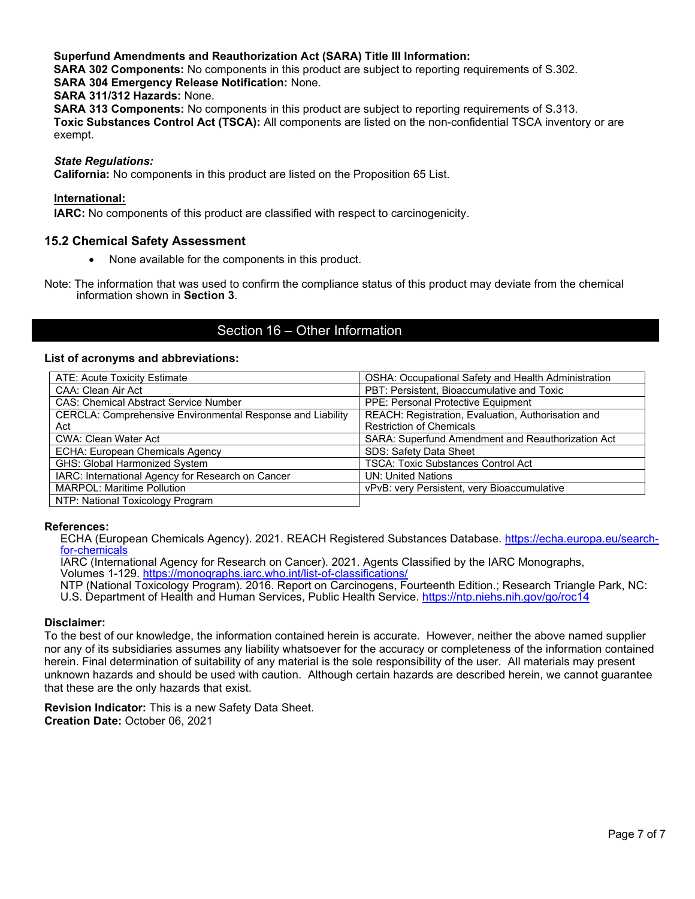**Superfund Amendments and Reauthorization Act (SARA) Title III Information:**
**SARA 302 Components:** No components in this product are subject to reporting requirements of S.302.
**SARA 304 Emergency Release Notification:** None.
**SARA 311/312 Hazards:** None.
**SARA 313 Components:** No components in this product are subject to reporting requirements of S.313.
**Toxic Substances Control Act (TSCA):** All components are listed on the non-confidential TSCA inventory or are exempt.

***State Regulations:***
**California:** No components in this product are listed on the Proposition 65 List.

**International:**
**IARC:** No components of this product are classified with respect to carcinogenicity.

### 15.2 Chemical Safety Assessment

- None available for the components in this product.

Note: The information that was used to confirm the compliance status of this product may deviate from the chemical information shown in **Section 3**.

## Section 16 – Other Information

**List of acronyms and abbreviations:**

| | |
|---|---|
| ATE: Acute Toxicity Estimate | OSHA: Occupational Safety and Health Administration |
| CAA: Clean Air Act | PBT: Persistent, Bioaccumulative and Toxic |
| CAS: Chemical Abstract Service Number | PPE: Personal Protective Equipment |
| CERCLA: Comprehensive Environmental Response and Liability Act | REACH: Registration, Evaluation, Authorisation and Restriction of Chemicals |
| CWA: Clean Water Act | SARA: Superfund Amendment and Reauthorization Act |
| ECHA: European Chemicals Agency | SDS: Safety Data Sheet |
| GHS: Global Harmonized System | TSCA: Toxic Substances Control Act |
| IARC: International Agency for Research on Cancer | UN: United Nations |
| MARPOL: Maritime Pollution | vPvB: very Persistent, very Bioaccumulative |
| NTP: National Toxicology Program | |

**References:**
ECHA (European Chemicals Agency). 2021. REACH Registered Substances Database. https://echa.europa.eu/search-for-chemicals
IARC (International Agency for Research on Cancer). 2021. Agents Classified by the IARC Monographs, Volumes 1-129. https://monographs.iarc.who.int/list-of-classifications/
NTP (National Toxicology Program). 2016. Report on Carcinogens, Fourteenth Edition.; Research Triangle Park, NC: U.S. Department of Health and Human Services, Public Health Service. https://ntp.niehs.nih.gov/go/roc14

**Disclaimer:**
To the best of our knowledge, the information contained herein is accurate. However, neither the above named supplier nor any of its subsidiaries assumes any liability whatsoever for the accuracy or completeness of the information contained herein. Final determination of suitability of any material is the sole responsibility of the user. All materials may present unknown hazards and should be used with caution. Although certain hazards are described herein, we cannot guarantee that these are the only hazards that exist.

**Revision Indicator:** This is a new Safety Data Sheet.
**Creation Date:** October 06, 2021